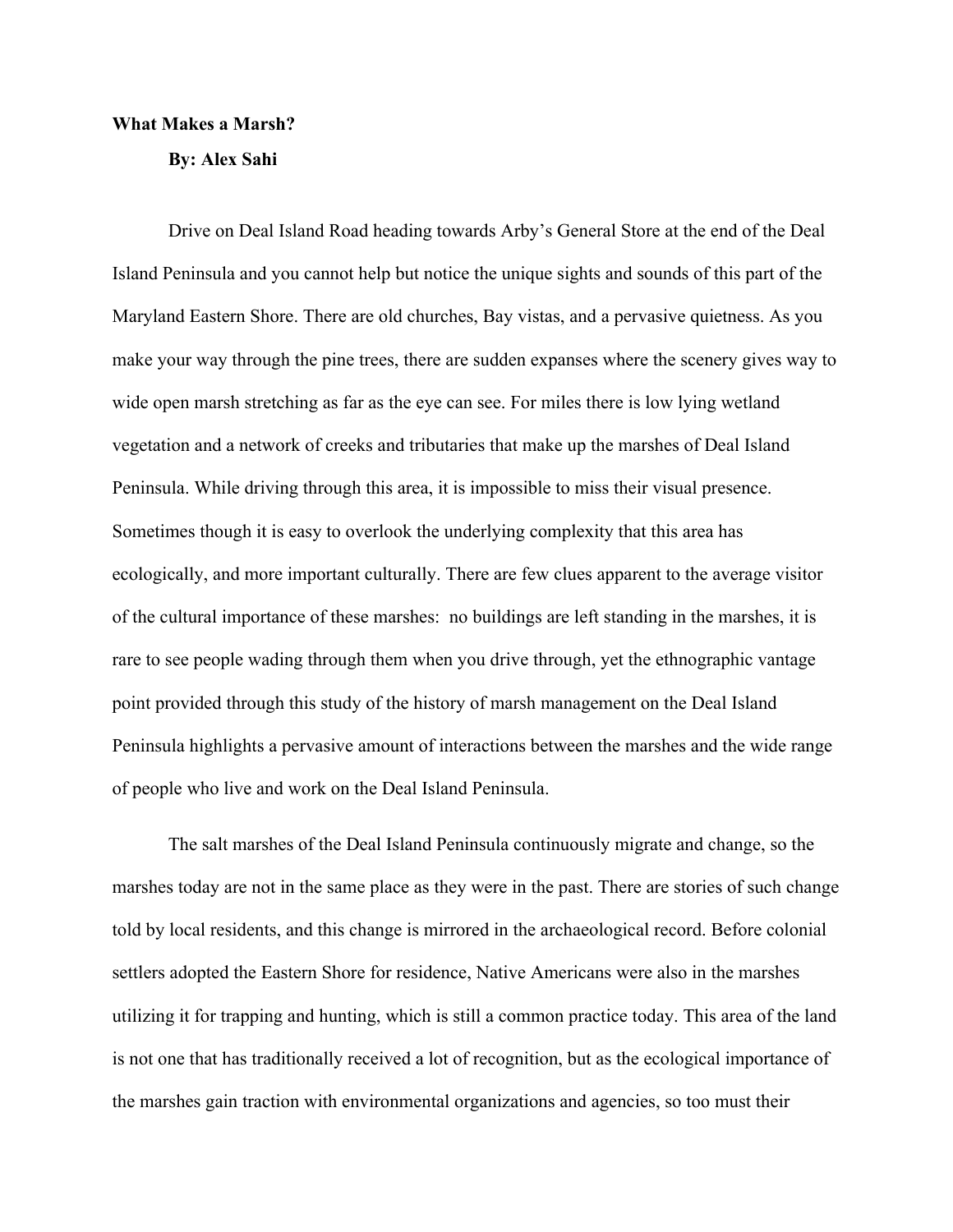**What Makes a Marsh?**

**By: Alex Sahi**

Drive on Deal Island Road heading towards Arby's General Store at the end of the Deal Island Peninsula and you cannot help but notice the unique sights and sounds of this part of the Maryland Eastern Shore. There are old churches, Bay vistas, and a pervasive quietness. As you make your way through the pine trees, there are sudden expanses where the scenery gives way to wide open marsh stretching as far as the eye can see. For miles there is low lying wetland vegetation and a network of creeks and tributaries that make up the marshes of Deal Island Peninsula. While driving through this area, it is impossible to miss their visual presence. Sometimes though it is easy to overlook the underlying complexity that this area has ecologically, and more important culturally. There are few clues apparent to the average visitor of the cultural importance of these marshes:  no buildings are left standing in the marshes, it is rare to see people wading through them when you drive through, yet the ethnographic vantage point provided through this study of the history of marsh management on the Deal Island Peninsula highlights a pervasive amount of interactions between the marshes and the wide range of people who live and work on the Deal Island Peninsula.

The salt marshes of the Deal Island Peninsula continuously migrate and change, so the marshes today are not in the same place as they were in the past. There are stories of such change told by local residents, and this change is mirrored in the archaeological record. Before colonial settlers adopted the Eastern Shore for residence, Native Americans were also in the marshes utilizing it for trapping and hunting, which is still a common practice today. This area of the land is not one that has traditionally received a lot of recognition, but as the ecological importance of the marshes gain traction with environmental organizations and agencies, so too must their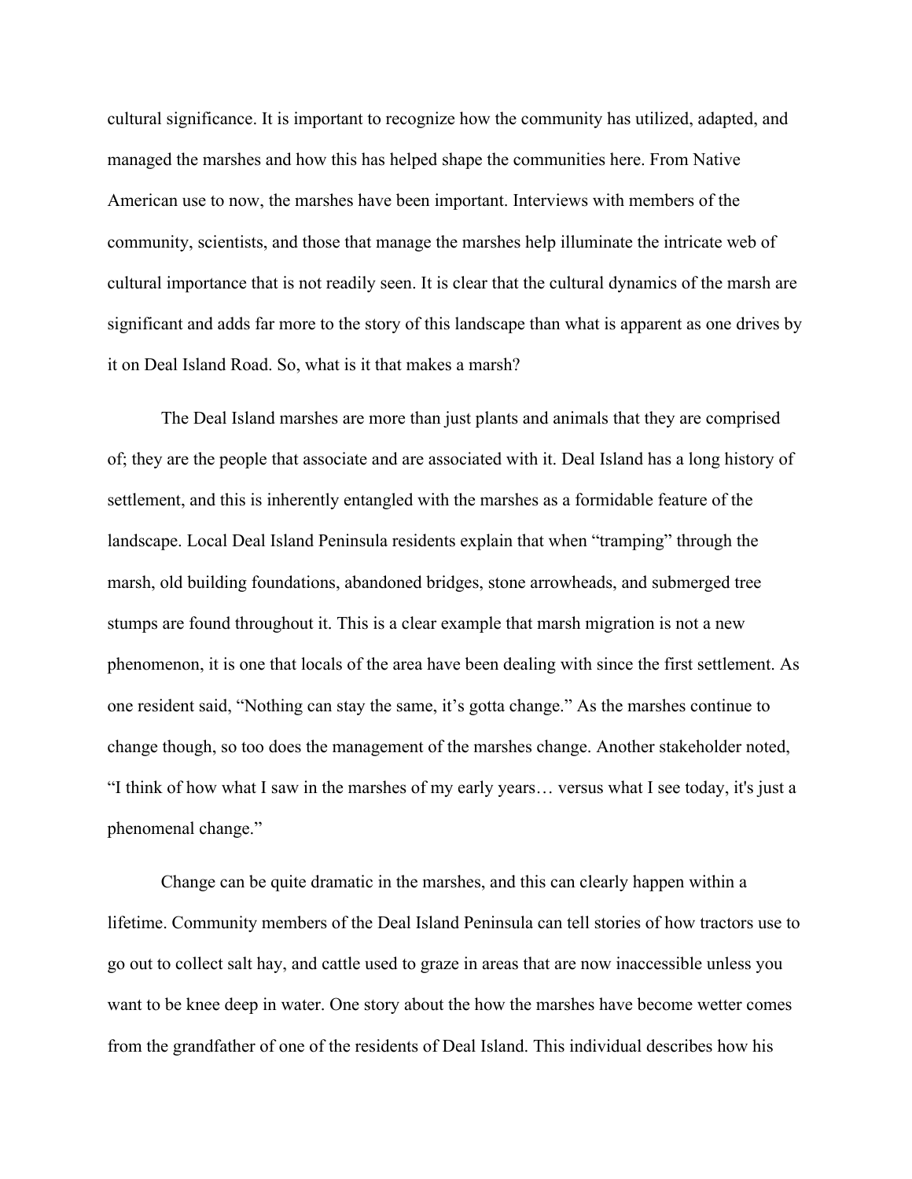cultural significance. It is important to recognize how the community has utilized, adapted, and managed the marshes and how this has helped shape the communities here. From Native American use to now, the marshes have been important. Interviews with members of the community, scientists, and those that manage the marshes help illuminate the intricate web of cultural importance that is not readily seen. It is clear that the cultural dynamics of the marsh are significant and adds far more to the story of this landscape than what is apparent as one drives by it on Deal Island Road. So, what is it that makes a marsh?

The Deal Island marshes are more than just plants and animals that they are comprised of; they are the people that associate and are associated with it. Deal Island has a long history of settlement, and this is inherently entangled with the marshes as a formidable feature of the landscape. Local Deal Island Peninsula residents explain that when "tramping" through the marsh, old building foundations, abandoned bridges, stone arrowheads, and submerged tree stumps are found throughout it. This is a clear example that marsh migration is not a new phenomenon, it is one that locals of the area have been dealing with since the first settlement. As one resident said, "Nothing can stay the same, it's gotta change." As the marshes continue to change though, so too does the management of the marshes change. Another stakeholder noted, "I think of how what I saw in the marshes of my early years… versus what I see today, it's just a phenomenal change."

Change can be quite dramatic in the marshes, and this can clearly happen within a lifetime. Community members of the Deal Island Peninsula can tell stories of how tractors use to go out to collect salt hay, and cattle used to graze in areas that are now inaccessible unless you want to be knee deep in water. One story about the how the marshes have become wetter comes from the grandfather of one of the residents of Deal Island. This individual describes how his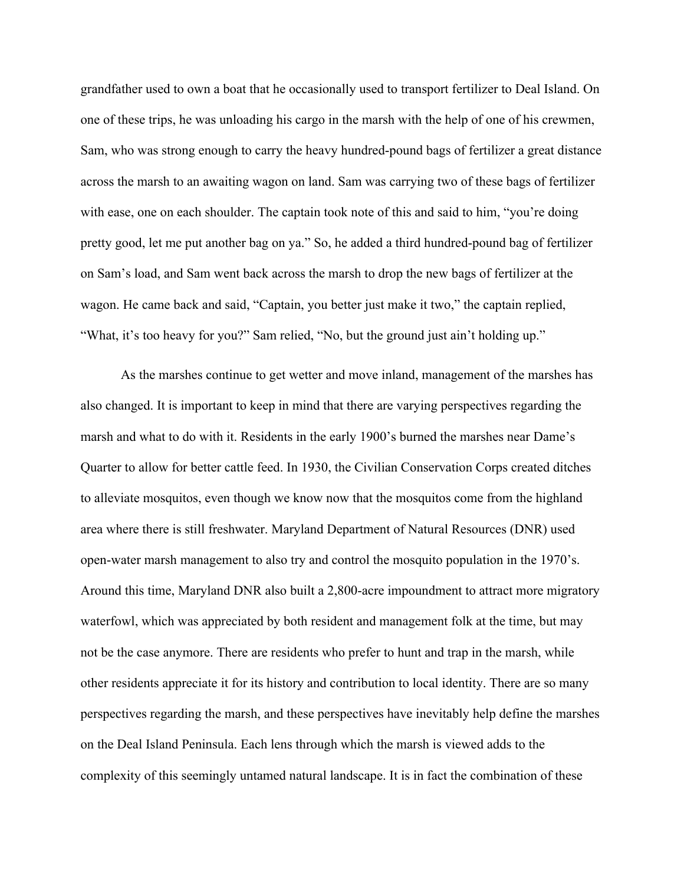grandfather used to own a boat that he occasionally used to transport fertilizer to Deal Island. On one of these trips, he was unloading his cargo in the marsh with the help of one of his crewmen, Sam, who was strong enough to carry the heavy hundred-pound bags of fertilizer a great distance across the marsh to an awaiting wagon on land. Sam was carrying two of these bags of fertilizer with ease, one on each shoulder. The captain took note of this and said to him, "you're doing pretty good, let me put another bag on ya." So, he added a third hundred-pound bag of fertilizer on Sam's load, and Sam went back across the marsh to drop the new bags of fertilizer at the wagon. He came back and said, "Captain, you better just make it two," the captain replied, "What, it's too heavy for you?" Sam relied, "No, but the ground just ain't holding up."

As the marshes continue to get wetter and move inland, management of the marshes has also changed. It is important to keep in mind that there are varying perspectives regarding the marsh and what to do with it. Residents in the early 1900's burned the marshes near Dame's Quarter to allow for better cattle feed. In 1930, the Civilian Conservation Corps created ditches to alleviate mosquitos, even though we know now that the mosquitos come from the highland area where there is still freshwater. Maryland Department of Natural Resources (DNR) used open-water marsh management to also try and control the mosquito population in the 1970's. Around this time, Maryland DNR also built a 2,800-acre impoundment to attract more migratory waterfowl, which was appreciated by both resident and management folk at the time, but may not be the case anymore. There are residents who prefer to hunt and trap in the marsh, while other residents appreciate it for its history and contribution to local identity. There are so many perspectives regarding the marsh, and these perspectives have inevitably help define the marshes on the Deal Island Peninsula. Each lens through which the marsh is viewed adds to the complexity of this seemingly untamed natural landscape. It is in fact the combination of these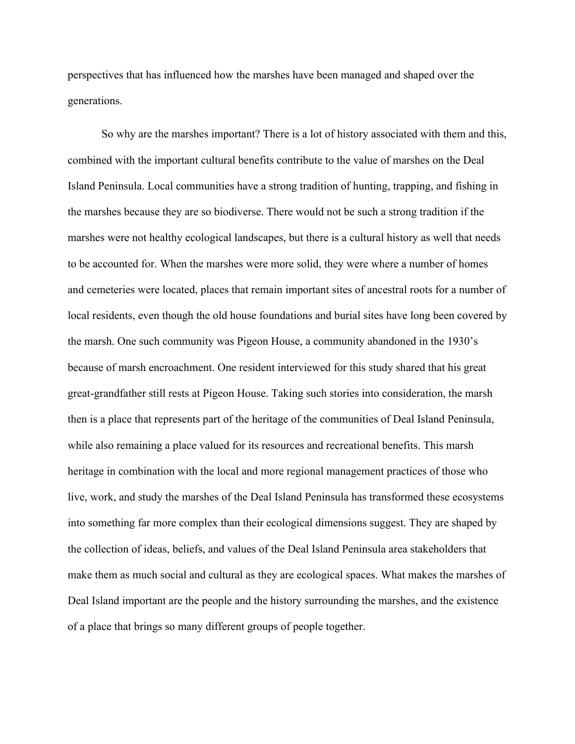perspectives that has influenced how the marshes have been managed and shaped over the generations.

So why are the marshes important? There is a lot of history associated with them and this, combined with the important cultural benefits contribute to the value of marshes on the Deal Island Peninsula. Local communities have a strong tradition of hunting, trapping, and fishing in the marshes because they are so biodiverse. There would not be such a strong tradition if the marshes were not healthy ecological landscapes, but there is a cultural history as well that needs to be accounted for. When the marshes were more solid, they were where a number of homes and cemeteries were located, places that remain important sites of ancestral roots for a number of local residents, even though the old house foundations and burial sites have long been covered by the marsh. One such community was Pigeon House, a community abandoned in the 1930's because of marsh encroachment. One resident interviewed for this study shared that his great great-grandfather still rests at Pigeon House. Taking such stories into consideration, the marsh then is a place that represents part of the heritage of the communities of Deal Island Peninsula, while also remaining a place valued for its resources and recreational benefits. This marsh heritage in combination with the local and more regional management practices of those who live, work, and study the marshes of the Deal Island Peninsula has transformed these ecosystems into something far more complex than their ecological dimensions suggest. They are shaped by the collection of ideas, beliefs, and values of the Deal Island Peninsula area stakeholders that make them as much social and cultural as they are ecological spaces. What makes the marshes of Deal Island important are the people and the history surrounding the marshes, and the existence of a place that brings so many different groups of people together.